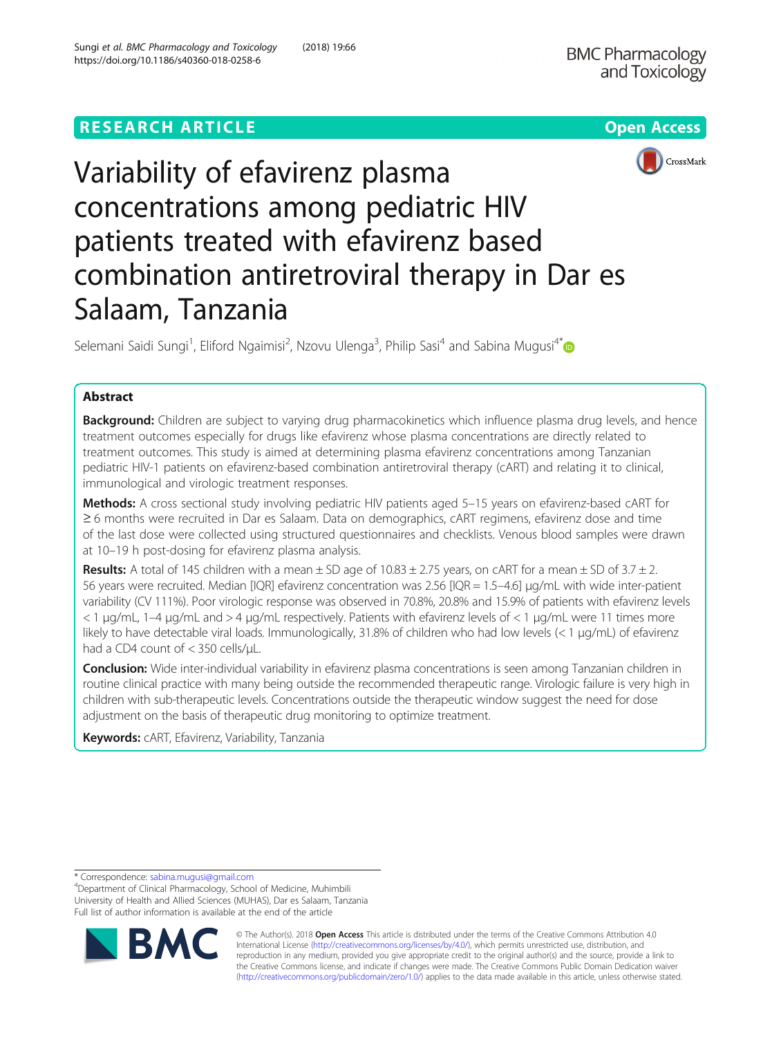RESEARCH ARTICLE

Open Access

# Variability of efavirenz plasma concentrations among pediatric HIV patients treated with efavirenz based combination antiretroviral therapy in Dar es Salaam, Tanzania

Selemani Saidi Sungi[1], Eliford Ngaimisi[2], Nzovu Ulenga[3], Philip Sasi[4] and Sabina Mugusi[4*]

## Abstract

**Background:** Children are subject to varying drug pharmacokinetics which influence plasma drug levels, and hence treatment outcomes especially for drugs like efavirenz whose plasma concentrations are directly related to treatment outcomes. This study is aimed at determining plasma efavirenz concentrations among Tanzanian pediatric HIV-1 patients on efavirenz-based combination antiretroviral therapy (cART) and relating it to clinical, immunological and virologic treatment responses.

**Methods:** A cross sectional study involving pediatric HIV patients aged 5–15 years on efavirenz-based cART for ≥ 6 months were recruited in Dar es Salaam. Data on demographics, cART regimens, efavirenz dose and time of the last dose were collected using structured questionnaires and checklists. Venous blood samples were drawn at 10–19 h post-dosing for efavirenz plasma analysis.

**Results:** A total of 145 children with a mean ± SD age of 10.83 ± 2.75 years, on cART for a mean ± SD of 3.7 ± 2.56 years were recruited. Median [IQR] efavirenz concentration was 2.56 [IQR = 1.5–4.6] μg/mL with wide inter-patient variability (CV 111%). Poor virologic response was observed in 70.8%, 20.8% and 15.9% of patients with efavirenz levels < 1 μg/mL, 1–4 μg/mL and > 4 μg/mL respectively. Patients with efavirenz levels of < 1 μg/mL were 11 times more likely to have detectable viral loads. Immunologically, 31.8% of children who had low levels (< 1 μg/mL) of efavirenz had a CD4 count of < 350 cells/μL.

**Conclusion:** Wide inter-individual variability in efavirenz plasma concentrations is seen among Tanzanian children in routine clinical practice with many being outside the recommended therapeutic range. Virologic failure is very high in children with sub-therapeutic levels. Concentrations outside the therapeutic window suggest the need for dose adjustment on the basis of therapeutic drug monitoring to optimize treatment.

**Keywords:** cART, Efavirenz, Variability, Tanzania

\* Correspondence: sabina.mugusi@gmail.com
[4]Department of Clinical Pharmacology, School of Medicine, Muhimbili University of Health and Allied Sciences (MUHAS), Dar es Salaam, Tanzania
Full list of author information is available at the end of the article

© The Author(s). 2018 **Open Access** This article is distributed under the terms of the Creative Commons Attribution 4.0 International License (http://creativecommons.org/licenses/by/4.0/), which permits unrestricted use, distribution, and reproduction in any medium, provided you give appropriate credit to the original author(s) and the source, provide a link to the Creative Commons license, and indicate if changes were made. The Creative Commons Public Domain Dedication waiver (http://creativecommons.org/publicdomain/zero/1.0/) applies to the data made available in this article, unless otherwise stated.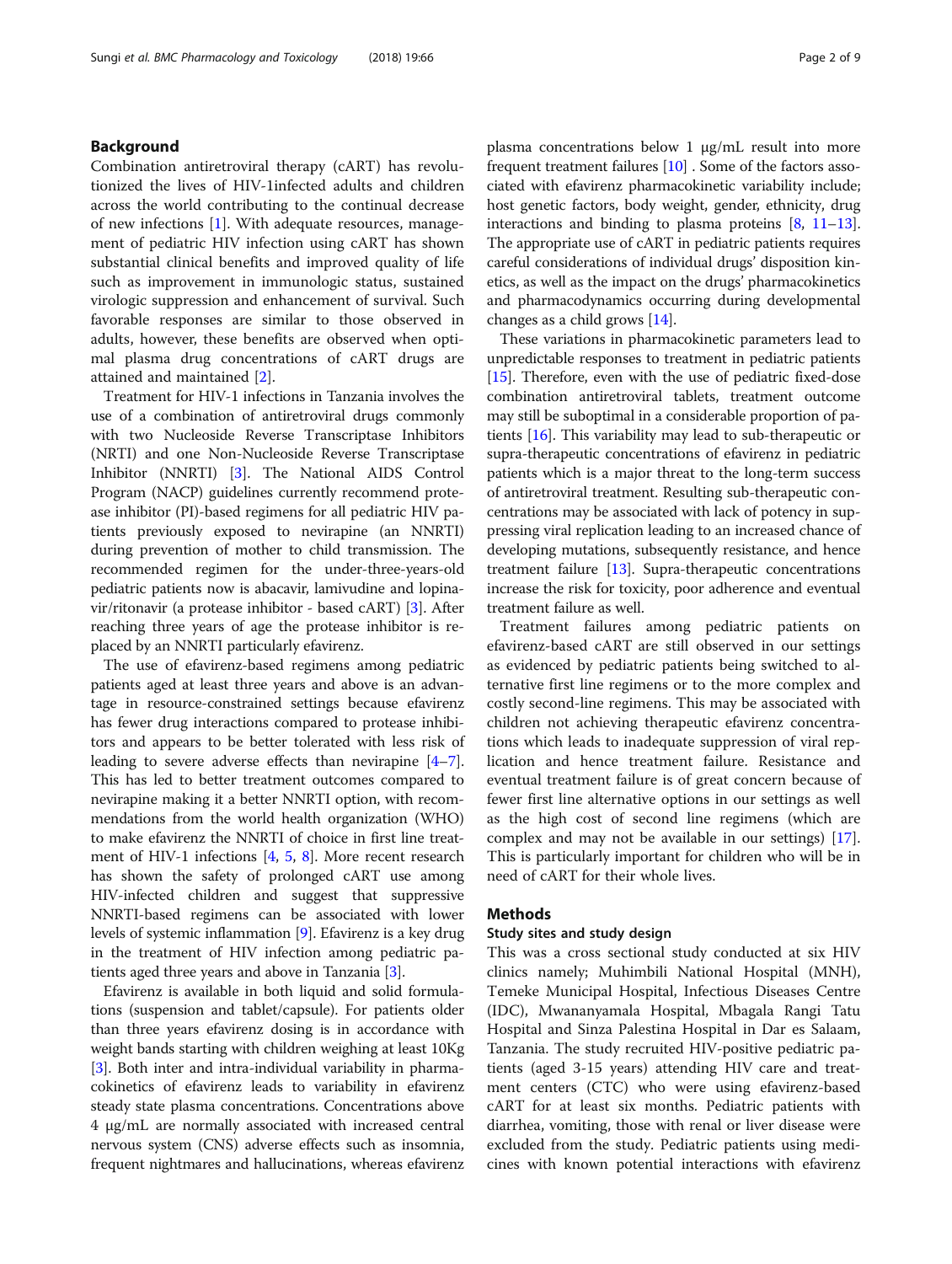## Background

Combination antiretroviral therapy (cART) has revolutionized the lives of HIV-1infected adults and children across the world contributing to the continual decrease of new infections [1]. With adequate resources, management of pediatric HIV infection using cART has shown substantial clinical benefits and improved quality of life such as improvement in immunologic status, sustained virologic suppression and enhancement of survival. Such favorable responses are similar to those observed in adults, however, these benefits are observed when optimal plasma drug concentrations of cART drugs are attained and maintained [2].

Treatment for HIV-1 infections in Tanzania involves the use of a combination of antiretroviral drugs commonly with two Nucleoside Reverse Transcriptase Inhibitors (NRTI) and one Non-Nucleoside Reverse Transcriptase Inhibitor (NNRTI) [3]. The National AIDS Control Program (NACP) guidelines currently recommend protease inhibitor (PI)-based regimens for all pediatric HIV patients previously exposed to nevirapine (an NNRTI) during prevention of mother to child transmission. The recommended regimen for the under-three-years-old pediatric patients now is abacavir, lamivudine and lopinavir/ritonavir (a protease inhibitor - based cART) [3]. After reaching three years of age the protease inhibitor is replaced by an NNRTI particularly efavirenz.

The use of efavirenz-based regimens among pediatric patients aged at least three years and above is an advantage in resource-constrained settings because efavirenz has fewer drug interactions compared to protease inhibitors and appears to be better tolerated with less risk of leading to severe adverse effects than nevirapine [4–7]. This has led to better treatment outcomes compared to nevirapine making it a better NNRTI option, with recommendations from the world health organization (WHO) to make efavirenz the NNRTI of choice in first line treatment of HIV-1 infections [4, 5, 8]. More recent research has shown the safety of prolonged cART use among HIV-infected children and suggest that suppressive NNRTI-based regimens can be associated with lower levels of systemic inflammation [9]. Efavirenz is a key drug in the treatment of HIV infection among pediatric patients aged three years and above in Tanzania [3].

Efavirenz is available in both liquid and solid formulations (suspension and tablet/capsule). For patients older than three years efavirenz dosing is in accordance with weight bands starting with children weighing at least 10Kg [3]. Both inter and intra-individual variability in pharmacokinetics of efavirenz leads to variability in efavirenz steady state plasma concentrations. Concentrations above 4 μg/mL are normally associated with increased central nervous system (CNS) adverse effects such as insomnia, frequent nightmares and hallucinations, whereas efavirenz plasma concentrations below 1 μg/mL result into more frequent treatment failures [10] . Some of the factors associated with efavirenz pharmacokinetic variability include; host genetic factors, body weight, gender, ethnicity, drug interactions and binding to plasma proteins [8, 11–13]. The appropriate use of cART in pediatric patients requires careful considerations of individual drugs' disposition kinetics, as well as the impact on the drugs' pharmacokinetics and pharmacodynamics occurring during developmental changes as a child grows [14].

These variations in pharmacokinetic parameters lead to unpredictable responses to treatment in pediatric patients [15]. Therefore, even with the use of pediatric fixed-dose combination antiretroviral tablets, treatment outcome may still be suboptimal in a considerable proportion of patients [16]. This variability may lead to sub-therapeutic or supra-therapeutic concentrations of efavirenz in pediatric patients which is a major threat to the long-term success of antiretroviral treatment. Resulting sub-therapeutic concentrations may be associated with lack of potency in suppressing viral replication leading to an increased chance of developing mutations, subsequently resistance, and hence treatment failure [13]. Supra-therapeutic concentrations increase the risk for toxicity, poor adherence and eventual treatment failure as well.

Treatment failures among pediatric patients on efavirenz-based cART are still observed in our settings as evidenced by pediatric patients being switched to alternative first line regimens or to the more complex and costly second-line regimens. This may be associated with children not achieving therapeutic efavirenz concentrations which leads to inadequate suppression of viral replication and hence treatment failure. Resistance and eventual treatment failure is of great concern because of fewer first line alternative options in our settings as well as the high cost of second line regimens (which are complex and may not be available in our settings) [17]. This is particularly important for children who will be in need of cART for their whole lives.

## Methods

### Study sites and study design

This was a cross sectional study conducted at six HIV clinics namely; Muhimbili National Hospital (MNH), Temeke Municipal Hospital, Infectious Diseases Centre (IDC), Mwananyamala Hospital, Mbagala Rangi Tatu Hospital and Sinza Palestina Hospital in Dar es Salaam, Tanzania. The study recruited HIV-positive pediatric patients (aged 3-15 years) attending HIV care and treatment centers (CTC) who were using efavirenz-based cART for at least six months. Pediatric patients with diarrhea, vomiting, those with renal or liver disease were excluded from the study. Pediatric patients using medicines with known potential interactions with efavirenz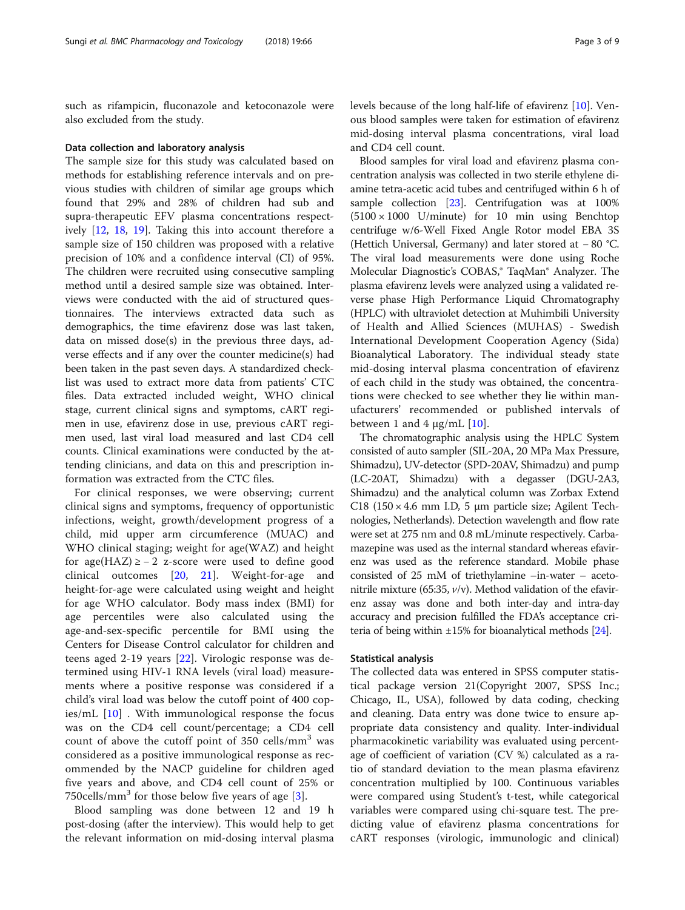such as rifampicin, fluconazole and ketoconazole were also excluded from the study.

### Data collection and laboratory analysis

The sample size for this study was calculated based on methods for establishing reference intervals and on previous studies with children of similar age groups which found that 29% and 28% of children had sub and supra-therapeutic EFV plasma concentrations respectively [12, 18, 19]. Taking this into account therefore a sample size of 150 children was proposed with a relative precision of 10% and a confidence interval (CI) of 95%. The children were recruited using consecutive sampling method until a desired sample size was obtained. Interviews were conducted with the aid of structured questionnaires. The interviews extracted data such as demographics, the time efavirenz dose was last taken, data on missed dose(s) in the previous three days, adverse effects and if any over the counter medicine(s) had been taken in the past seven days. A standardized checklist was used to extract more data from patients' CTC files. Data extracted included weight, WHO clinical stage, current clinical signs and symptoms, cART regimen in use, efavirenz dose in use, previous cART regimen used, last viral load measured and last CD4 cell counts. Clinical examinations were conducted by the attending clinicians, and data on this and prescription information was extracted from the CTC files.

For clinical responses, we were observing; current clinical signs and symptoms, frequency of opportunistic infections, weight, growth/development progress of a child, mid upper arm circumference (MUAC) and WHO clinical staging; weight for age(WAZ) and height for age(HAZ) ≥ − 2 z-score were used to define good clinical outcomes [20, 21]. Weight-for-age and height-for-age were calculated using weight and height for age WHO calculator. Body mass index (BMI) for age percentiles were also calculated using the age-and-sex-specific percentile for BMI using the Centers for Disease Control calculator for children and teens aged 2-19 years [22]. Virologic response was determined using HIV-1 RNA levels (viral load) measurements where a positive response was considered if a child's viral load was below the cutoff point of 400 copies/mL [10] . With immunological response the focus was on the CD4 cell count/percentage; a CD4 cell count of above the cutoff point of 350 cells/mm$^3$ was considered as a positive immunological response as recommended by the NACP guideline for children aged five years and above, and CD4 cell count of 25% or 750cells/mm$^3$ for those below five years of age [3].

Blood sampling was done between 12 and 19 h post-dosing (after the interview). This would help to get the relevant information on mid-dosing interval plasma levels because of the long half-life of efavirenz [10]. Venous blood samples were taken for estimation of efavirenz mid-dosing interval plasma concentrations, viral load and CD4 cell count.

Blood samples for viral load and efavirenz plasma concentration analysis was collected in two sterile ethylene diamine tetra-acetic acid tubes and centrifuged within 6 h of sample collection [23]. Centrifugation was at 100% (5100 × 1000 U/minute) for 10 min using Benchtop centrifuge w/6-Well Fixed Angle Rotor model EBA 3S (Hettich Universal, Germany) and later stored at − 80 °C. The viral load measurements were done using Roche Molecular Diagnostic's COBAS,® TaqMan® Analyzer. The plasma efavirenz levels were analyzed using a validated reverse phase High Performance Liquid Chromatography (HPLC) with ultraviolet detection at Muhimbili University of Health and Allied Sciences (MUHAS) - Swedish International Development Cooperation Agency (Sida) Bioanalytical Laboratory. The individual steady state mid-dosing interval plasma concentration of efavirenz of each child in the study was obtained, the concentrations were checked to see whether they lie within manufacturers' recommended or published intervals of between 1 and 4 μg/mL [10].

The chromatographic analysis using the HPLC System consisted of auto sampler (SIL-20A, 20 MPa Max Pressure, Shimadzu), UV-detector (SPD-20AV, Shimadzu) and pump (LC-20AT, Shimadzu) with a degasser (DGU-2A3, Shimadzu) and the analytical column was Zorbax Extend C18 (150 × 4.6 mm I.D, 5 μm particle size; Agilent Technologies, Netherlands). Detection wavelength and flow rate were set at 275 nm and 0.8 mL/minute respectively. Carbamazepine was used as the internal standard whereas efavirenz was used as the reference standard. Mobile phase consisted of 25 mM of triethylamine –in-water – acetonitrile mixture (65:35, *v*/v). Method validation of the efavirenz assay was done and both inter-day and intra-day accuracy and precision fulfilled the FDA's acceptance criteria of being within ±15% for bioanalytical methods [24].

### Statistical analysis

The collected data was entered in SPSS computer statistical package version 21(Copyright 2007, SPSS Inc.; Chicago, IL, USA), followed by data coding, checking and cleaning. Data entry was done twice to ensure appropriate data consistency and quality. Inter-individual pharmacokinetic variability was evaluated using percentage of coefficient of variation (CV %) calculated as a ratio of standard deviation to the mean plasma efavirenz concentration multiplied by 100. Continuous variables were compared using Student's t-test, while categorical variables were compared using chi-square test. The predicting value of efavirenz plasma concentrations for cART responses (virologic, immunologic and clinical)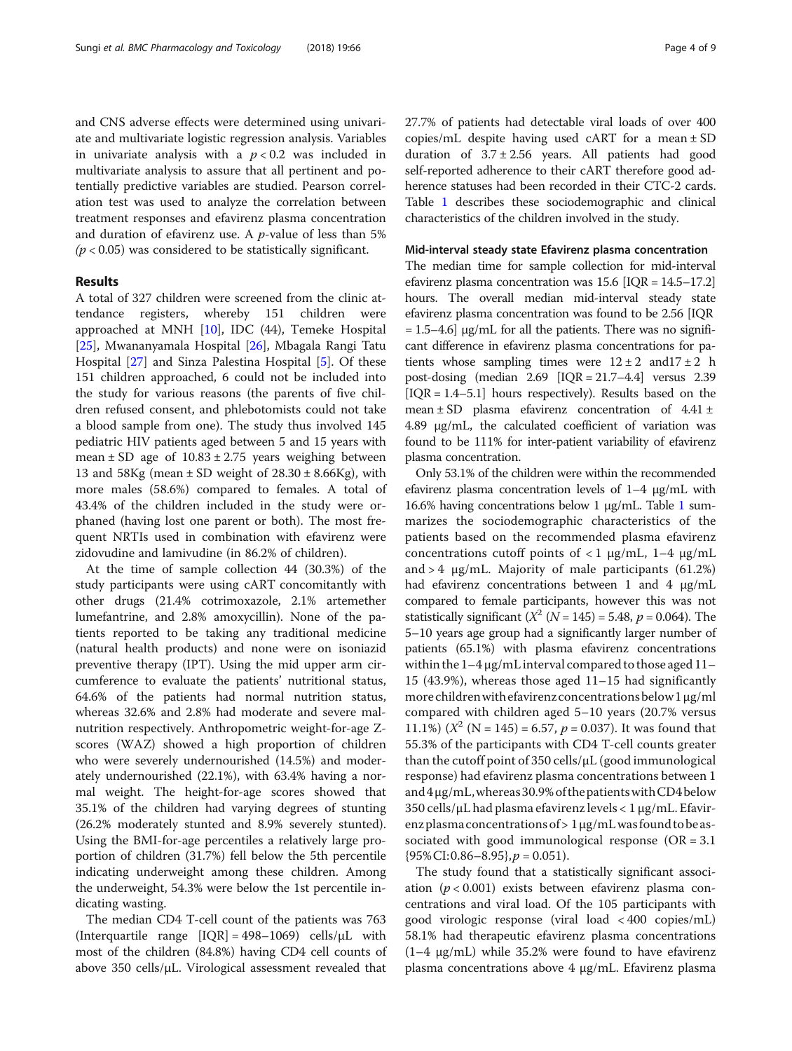and CNS adverse effects were determined using univariate and multivariate logistic regression analysis. Variables in univariate analysis with a $p < 0.2$ was included in multivariate analysis to assure that all pertinent and potentially predictive variables are studied. Pearson correlation test was used to analyze the correlation between treatment responses and efavirenz plasma concentration and duration of efavirenz use. A $p$-value of less than 5% ($p < 0.05$) was considered to be statistically significant.

## Results

A total of 327 children were screened from the clinic attendance registers, whereby 151 children were approached at MNH [10], IDC (44), Temeke Hospital [25], Mwananyamala Hospital [26], Mbagala Rangi Tatu Hospital [27] and Sinza Palestina Hospital [5]. Of these 151 children approached, 6 could not be included into the study for various reasons (the parents of five children refused consent, and phlebotomists could not take a blood sample from one). The study thus involved 145 pediatric HIV patients aged between 5 and 15 years with mean ± SD age of 10.83 ± 2.75 years weighing between 13 and 58Kg (mean ± SD weight of 28.30 ± 8.66Kg), with more males (58.6%) compared to females. A total of 43.4% of the children included in the study were orphaned (having lost one parent or both). The most frequent NRTIs used in combination with efavirenz were zidovudine and lamivudine (in 86.2% of children).

At the time of sample collection 44 (30.3%) of the study participants were using cART concomitantly with other drugs (21.4% cotrimoxazole, 2.1% artemether lumefantrine, and 2.8% amoxycillin). None of the patients reported to be taking any traditional medicine (natural health products) and none were on isoniazid preventive therapy (IPT). Using the mid upper arm circumference to evaluate the patients' nutritional status, 64.6% of the patients had normal nutrition status, whereas 32.6% and 2.8% had moderate and severe malnutrition respectively. Anthropometric weight-for-age Z-scores (WAZ) showed a high proportion of children who were severely undernourished (14.5%) and moderately undernourished (22.1%), with 63.4% having a normal weight. The height-for-age scores showed that 35.1% of the children had varying degrees of stunting (26.2% moderately stunted and 8.9% severely stunted). Using the BMI-for-age percentiles a relatively large proportion of children (31.7%) fell below the 5th percentile indicating underweight among these children. Among the underweight, 54.3% were below the 1st percentile indicating wasting.

The median CD4 T-cell count of the patients was 763 (Interquartile range [IQR] = 498–1069) cells/μL with most of the children (84.8%) having CD4 cell counts of above 350 cells/μL. Virological assessment revealed that 27.7% of patients had detectable viral loads of over 400 copies/mL despite having used cART for a mean ± SD duration of 3.7 ± 2.56 years. All patients had good self-reported adherence to their cART therefore good adherence statuses had been recorded in their CTC-2 cards. Table 1 describes these sociodemographic and clinical characteristics of the children involved in the study.

### Mid-interval steady state Efavirenz plasma concentration

The median time for sample collection for mid-interval efavirenz plasma concentration was 15.6 [IQR = 14.5–17.2] hours. The overall median mid-interval steady state efavirenz plasma concentration was found to be 2.56 [IQR = 1.5–4.6] μg/mL for all the patients. There was no significant difference in efavirenz plasma concentrations for patients whose sampling times were 12 ± 2 and17 ± 2 h post-dosing (median 2.69 [IQR = 21.7–4.4] versus 2.39 [IQR = 1.4–5.1] hours respectively). Results based on the mean ± SD plasma efavirenz concentration of 4.41 ± 4.89 μg/mL, the calculated coefficient of variation was found to be 111% for inter-patient variability of efavirenz plasma concentration.

Only 53.1% of the children were within the recommended efavirenz plasma concentration levels of 1–4 μg/mL with 16.6% having concentrations below 1 μg/mL. Table 1 summarizes the sociodemographic characteristics of the patients based on the recommended plasma efavirenz concentrations cutoff points of < 1 μg/mL, 1–4 μg/mL and > 4 μg/mL. Majority of male participants (61.2%) had efavirenz concentrations between 1 and 4 μg/mL compared to female participants, however this was not statistically significant ($X^2$ ($N = 145$) = 5.48, $p = 0.064$). The 5–10 years age group had a significantly larger number of patients (65.1%) with plasma efavirenz concentrations within the 1–4 μg/mL interval compared to those aged 11–15 (43.9%), whereas those aged 11–15 had significantly more children with efavirenz concentrations below 1 μg/ml compared with children aged 5–10 years (20.7% versus 11.1%) ($X^2$ (N = 145) = 6.57, $p = 0.037$). It was found that 55.3% of the participants with CD4 T-cell counts greater than the cutoff point of 350 cells/μL (good immunological response) had efavirenz plasma concentrations between 1 and 4 μg/mL, whereas 30.9% of the patients with CD4 below 350 cells/μL had plasma efavirenz levels < 1 μg/mL. Efavirenz plasma concentrations of > 1 μg/mL was found to be associated with good immunological response (OR = 3.1 {95% CI: 0.86–8.95}, $p = 0.051$).

The study found that a statistically significant association ($p < 0.001$) exists between efavirenz plasma concentrations and viral load. Of the 105 participants with good virologic response (viral load < 400 copies/mL) 58.1% had therapeutic efavirenz plasma concentrations (1–4 μg/mL) while 35.2% were found to have efavirenz plasma concentrations above 4 μg/mL. Efavirenz plasma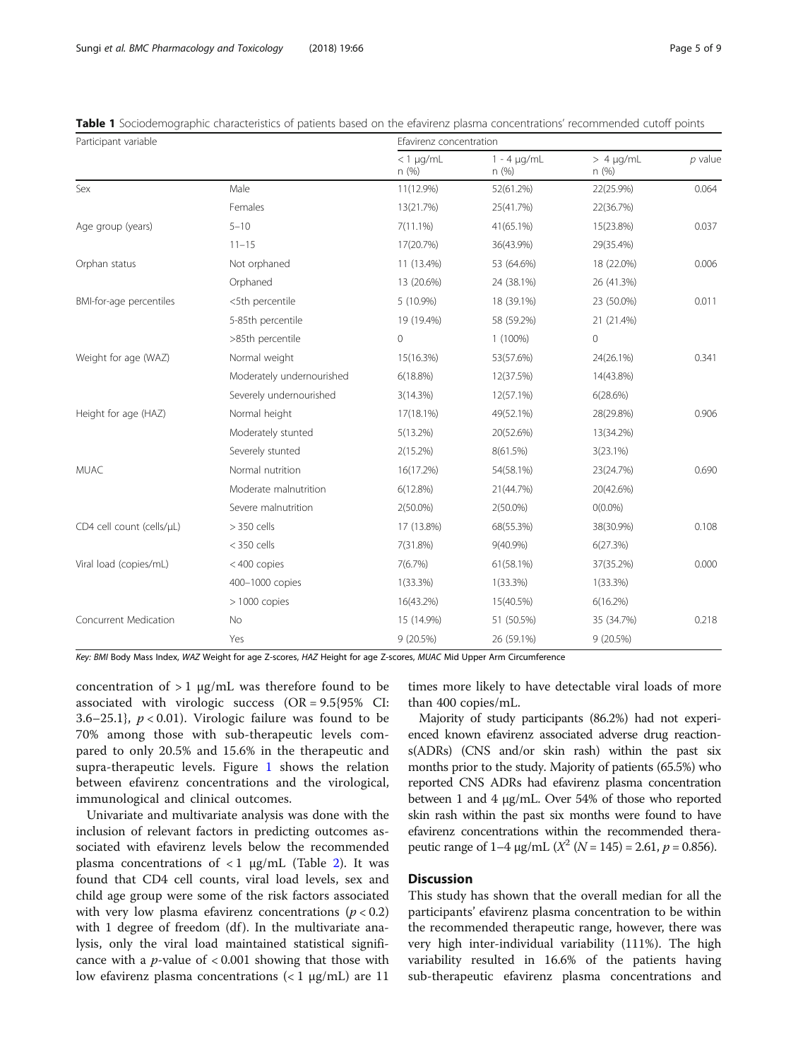**Table 1** Sociodemographic characteristics of patients based on the efavirenz plasma concentrations' recommended cutoff points

| Participant variable | | Efavirenz concentration | | | |
|---|---|---|---|---|---|
| | | < 1 μg/mL n (%) | 1 - 4 μg/mL n (%) | > 4 μg/mL n (%) | *p* value |
| Sex | Male | 11(12.9%) | 52(61.2%) | 22(25.9%) | 0.064 |
| | Females | 13(21.7%) | 25(41.7%) | 22(36.7%) | |
| Age group (years) | 5–10 | 7(11.1%) | 41(65.1%) | 15(23.8%) | 0.037 |
| | 11–15 | 17(20.7%) | 36(43.9%) | 29(35.4%) | |
| Orphan status | Not orphaned | 11 (13.4%) | 53 (64.6%) | 18 (22.0%) | 0.006 |
| | Orphaned | 13 (20.6%) | 24 (38.1%) | 26 (41.3%) | |
| BMI-for-age percentiles | <5th percentile | 5 (10.9%) | 18 (39.1%) | 23 (50.0%) | 0.011 |
| | 5-85th percentile | 19 (19.4%) | 58 (59.2%) | 21 (21.4%) | |
| | >85th percentile | 0 | 1 (100%) | 0 | |
| Weight for age (WAZ) | Normal weight | 15(16.3%) | 53(57.6%) | 24(26.1%) | 0.341 |
| | Moderately undernourished | 6(18.8%) | 12(37.5%) | 14(43.8%) | |
| | Severely undernourished | 3(14.3%) | 12(57.1%) | 6(28.6%) | |
| Height for age (HAZ) | Normal height | 17(18.1%) | 49(52.1%) | 28(29.8%) | 0.906 |
| | Moderately stunted | 5(13.2%) | 20(52.6%) | 13(34.2%) | |
| | Severely stunted | 2(15.2%) | 8(61.5%) | 3(23.1%) | |
| MUAC | Normal nutrition | 16(17.2%) | 54(58.1%) | 23(24.7%) | 0.690 |
| | Moderate malnutrition | 6(12.8%) | 21(44.7%) | 20(42.6%) | |
| | Severe malnutrition | 2(50.0%) | 2(50.0%) | 0(0.0%) | |
| CD4 cell count (cells/μL) | > 350 cells | 17 (13.8%) | 68(55.3%) | 38(30.9%) | 0.108 |
| | < 350 cells | 7(31.8%) | 9(40.9%) | 6(27.3%) | |
| Viral load (copies/mL) | < 400 copies | 7(6.7%) | 61(58.1%) | 37(35.2%) | 0.000 |
| | 400–1000 copies | 1(33.3%) | 1(33.3%) | 1(33.3%) | |
| | > 1000 copies | 16(43.2%) | 15(40.5%) | 6(16.2%) | |
| Concurrent Medication | No | 15 (14.9%) | 51 (50.5%) | 35 (34.7%) | 0.218 |
| | Yes | 9 (20.5%) | 26 (59.1%) | 9 (20.5%) | |

*Key: BMI Body Mass Index, WAZ Weight for age Z-scores, HAZ Height for age Z-scores, MUAC Mid Upper Arm Circumference*

concentration of > 1 μg/mL was therefore found to be associated with virologic success (OR = 9.5{95% CI: 3.6–25.1}, $p < 0.01$). Virologic failure was found to be 70% among those with sub-therapeutic levels compared to only 20.5% and 15.6% in the therapeutic and supra-therapeutic levels. Figure 1 shows the relation between efavirenz concentrations and the virological, immunological and clinical outcomes.

Univariate and multivariate analysis was done with the inclusion of relevant factors in predicting outcomes associated with efavirenz levels below the recommended plasma concentrations of < 1 μg/mL (Table 2). It was found that CD4 cell counts, viral load levels, sex and child age group were some of the risk factors associated with very low plasma efavirenz concentrations ($p < 0.2$) with 1 degree of freedom (df). In the multivariate analysis, only the viral load maintained statistical significance with a *p*-value of < 0.001 showing that those with low efavirenz plasma concentrations (< 1 μg/mL) are 11 times more likely to have detectable viral loads of more than 400 copies/mL.

Majority of study participants (86.2%) had not experienced known efavirenz associated adverse drug reactions(ADRs) (CNS and/or skin rash) within the past six months prior to the study. Majority of patients (65.5%) who reported CNS ADRs had efavirenz plasma concentration between 1 and 4 μg/mL. Over 54% of those who reported skin rash within the past six months were found to have efavirenz concentrations within the recommended therapeutic range of 1–4 μg/mL ($X^2$ (N = 145) = 2.61, $p = 0.856$).

## Discussion

This study has shown that the overall median for all the participants' efavirenz plasma concentration to be within the recommended therapeutic range, however, there was very high inter-individual variability (111%). The high variability resulted in 16.6% of the patients having sub-therapeutic efavirenz plasma concentrations and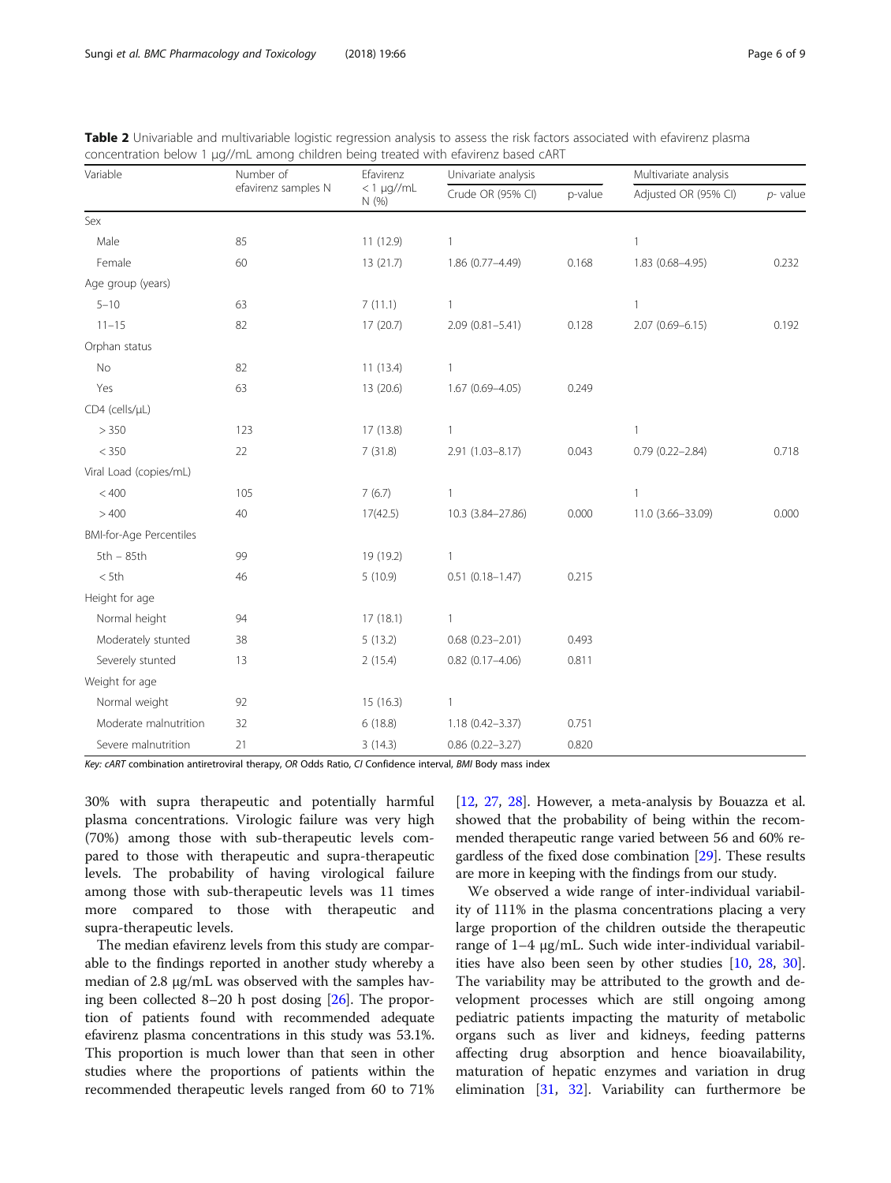**Table 2** Univariable and multivariable logistic regression analysis to assess the risk factors associated with efavirenz plasma concentration below 1 μg//mL among children being treated with efavirenz based cART

| Variable | Number of efavirenz samples N | Efavirenz < 1 μg//mL N (%) | Univariate analysis | | Multivariate analysis | |
|---|---|---|---|---|---|---|
| | | | Crude OR (95% CI) | p-value | Adjusted OR (95% CI) | *p*- value |
| Sex | | | | | | |
| Male | 85 | 11 (12.9) | 1 | | 1 | |
| Female | 60 | 13 (21.7) | 1.86 (0.77–4.49) | 0.168 | 1.83 (0.68–4.95) | 0.232 |
| Age group (years) | | | | | | |
| 5–10 | 63 | 7 (11.1) | 1 | | 1 | |
| 11–15 | 82 | 17 (20.7) | 2.09 (0.81–5.41) | 0.128 | 2.07 (0.69–6.15) | 0.192 |
| Orphan status | | | | | | |
| No | 82 | 11 (13.4) | 1 | | | |
| Yes | 63 | 13 (20.6) | 1.67 (0.69–4.05) | 0.249 | | |
| CD4 (cells/μL) | | | | | | |
| > 350 | 123 | 17 (13.8) | 1 | | 1 | |
| < 350 | 22 | 7 (31.8) | 2.91 (1.03–8.17) | 0.043 | 0.79 (0.22–2.84) | 0.718 |
| Viral Load (copies/mL) | | | | | | |
| < 400 | 105 | 7 (6.7) | 1 | | 1 | |
| > 400 | 40 | 17(42.5) | 10.3 (3.84–27.86) | 0.000 | 11.0 (3.66–33.09) | 0.000 |
| BMI-for-Age Percentiles | | | | | | |
| 5th – 85th | 99 | 19 (19.2) | 1 | | | |
| < 5th | 46 | 5 (10.9) | 0.51 (0.18–1.47) | 0.215 | | |
| Height for age | | | | | | |
| Normal height | 94 | 17 (18.1) | 1 | | | |
| Moderately stunted | 38 | 5 (13.2) | 0.68 (0.23–2.01) | 0.493 | | |
| Severely stunted | 13 | 2 (15.4) | 0.82 (0.17–4.06) | 0.811 | | |
| Weight for age | | | | | | |
| Normal weight | 92 | 15 (16.3) | 1 | | | |
| Moderate malnutrition | 32 | 6 (18.8) | 1.18 (0.42–3.37) | 0.751 | | |
| Severe malnutrition | 21 | 3 (14.3) | 0.86 (0.22–3.27) | 0.820 | | |

*Key: cART* combination antiretroviral therapy, *OR* Odds Ratio, *CI* Confidence interval, *BMI* Body mass index

30% with supra therapeutic and potentially harmful plasma concentrations. Virologic failure was very high (70%) among those with sub-therapeutic levels compared to those with therapeutic and supra-therapeutic levels. The probability of having virological failure among those with sub-therapeutic levels was 11 times more compared to those with therapeutic and supra-therapeutic levels.

The median efavirenz levels from this study are comparable to the findings reported in another study whereby a median of 2.8 μg/mL was observed with the samples having been collected 8–20 h post dosing [26]. The proportion of patients found with recommended adequate efavirenz plasma concentrations in this study was 53.1%. This proportion is much lower than that seen in other studies where the proportions of patients within the recommended therapeutic levels ranged from 60 to 71% [12, 27, 28]. However, a meta-analysis by Bouazza et al. showed that the probability of being within the recommended therapeutic range varied between 56 and 60% regardless of the fixed dose combination [29]. These results are more in keeping with the findings from our study.

We observed a wide range of inter-individual variability of 111% in the plasma concentrations placing a very large proportion of the children outside the therapeutic range of 1–4 μg/mL. Such wide inter-individual variabilities have also been seen by other studies [10, 28, 30]. The variability may be attributed to the growth and development processes which are still ongoing among pediatric patients impacting the maturity of metabolic organs such as liver and kidneys, feeding patterns affecting drug absorption and hence bioavailability, maturation of hepatic enzymes and variation in drug elimination [31, 32]. Variability can furthermore be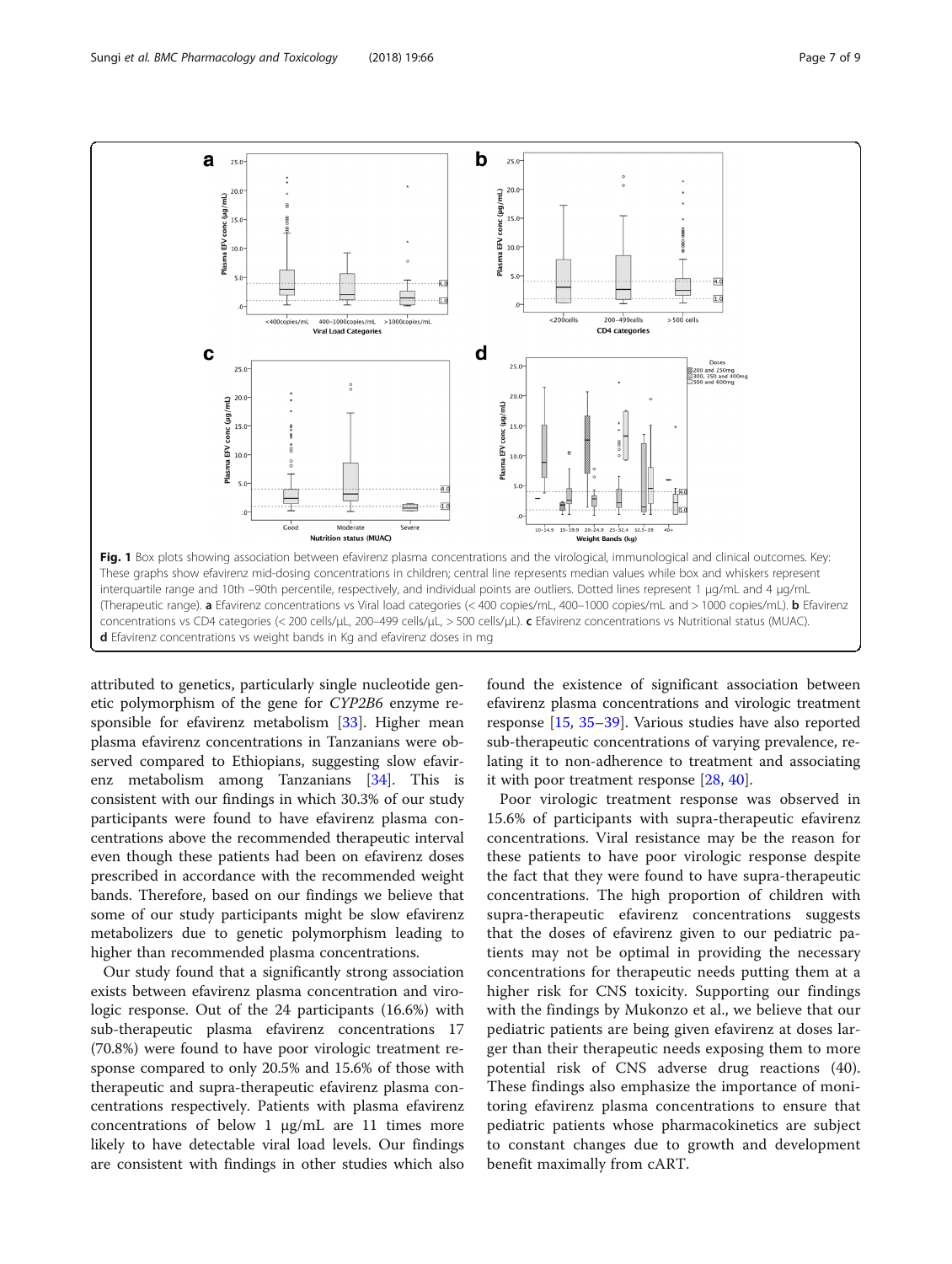**Fig. 1** Box plots showing association between efavirenz plasma concentrations and the virological, immunological and clinical outcomes. Key: These graphs show efavirenz mid-dosing concentrations in children; central line represents median values while box and whiskers represent interquartile range and 10th –90th percentile, respectively, and individual points are outliers. Dotted lines represent 1 μg/mL and 4 μg/mL (Therapeutic range). **a** Efavirenz concentrations vs Viral load categories (< 400 copies/mL, 400–1000 copies/mL and > 1000 copies/mL). **b** Efavirenz concentrations vs CD4 categories (< 200 cells/μL, 200–499 cells/μL, > 500 cells/μL). **c** Efavirenz concentrations vs Nutritional status (MUAC). **d** Efavirenz concentrations vs weight bands in Kg and efavirenz doses in mg

attributed to genetics, particularly single nucleotide genetic polymorphism of the gene for *CYP2B6* enzyme responsible for efavirenz metabolism [33]. Higher mean plasma efavirenz concentrations in Tanzanians were observed compared to Ethiopians, suggesting slow efavirenz metabolism among Tanzanians [34]. This is consistent with our findings in which 30.3% of our study participants were found to have efavirenz plasma concentrations above the recommended therapeutic interval even though these patients had been on efavirenz doses prescribed in accordance with the recommended weight bands. Therefore, based on our findings we believe that some of our study participants might be slow efavirenz metabolizers due to genetic polymorphism leading to higher than recommended plasma concentrations.

Our study found that a significantly strong association exists between efavirenz plasma concentration and virologic response. Out of the 24 participants (16.6%) with sub-therapeutic plasma efavirenz concentrations 17 (70.8%) were found to have poor virologic treatment response compared to only 20.5% and 15.6% of those with therapeutic and supra-therapeutic efavirenz plasma concentrations respectively. Patients with plasma efavirenz concentrations of below 1 μg/mL are 11 times more likely to have detectable viral load levels. Our findings are consistent with findings in other studies which also found the existence of significant association between efavirenz plasma concentrations and virologic treatment response [15, 35–39]. Various studies have also reported sub-therapeutic concentrations of varying prevalence, relating it to non-adherence to treatment and associating it with poor treatment response [28, 40].

Poor virologic treatment response was observed in 15.6% of participants with supra-therapeutic efavirenz concentrations. Viral resistance may be the reason for these patients to have poor virologic response despite the fact that they were found to have supra-therapeutic concentrations. The high proportion of children with supra-therapeutic efavirenz concentrations suggests that the doses of efavirenz given to our pediatric patients may not be optimal in providing the necessary concentrations for therapeutic needs putting them at a higher risk for CNS toxicity. Supporting our findings with the findings by Mukonzo et al., we believe that our pediatric patients are being given efavirenz at doses larger than their therapeutic needs exposing them to more potential risk of CNS adverse drug reactions (40). These findings also emphasize the importance of monitoring efavirenz plasma concentrations to ensure that pediatric patients whose pharmacokinetics are subject to constant changes due to growth and development benefit maximally from cART.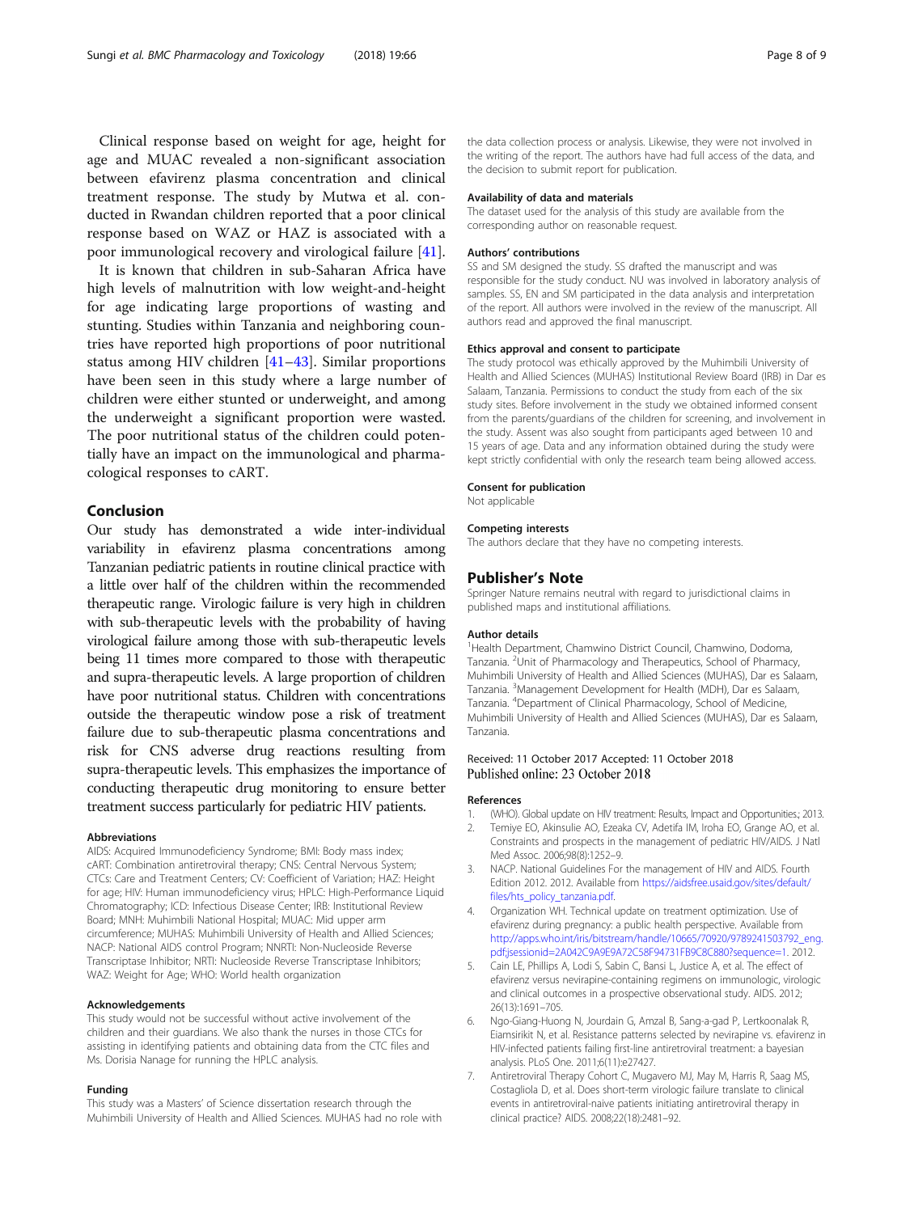Clinical response based on weight for age, height for age and MUAC revealed a non-significant association between efavirenz plasma concentration and clinical treatment response. The study by Mutwa et al. conducted in Rwandan children reported that a poor clinical response based on WAZ or HAZ is associated with a poor immunological recovery and virological failure [41].

It is known that children in sub-Saharan Africa have high levels of malnutrition with low weight-and-height for age indicating large proportions of wasting and stunting. Studies within Tanzania and neighboring countries have reported high proportions of poor nutritional status among HIV children [41–43]. Similar proportions have been seen in this study where a large number of children were either stunted or underweight, and among the underweight a significant proportion were wasted. The poor nutritional status of the children could potentially have an impact on the immunological and pharmacological responses to cART.

## Conclusion

Our study has demonstrated a wide inter-individual variability in efavirenz plasma concentrations among Tanzanian pediatric patients in routine clinical practice with a little over half of the children within the recommended therapeutic range. Virologic failure is very high in children with sub-therapeutic levels with the probability of having virological failure among those with sub-therapeutic levels being 11 times more compared to those with therapeutic and supra-therapeutic levels. A large proportion of children have poor nutritional status. Children with concentrations outside the therapeutic window pose a risk of treatment failure due to sub-therapeutic plasma concentrations and risk for CNS adverse drug reactions resulting from supra-therapeutic levels. This emphasizes the importance of conducting therapeutic drug monitoring to ensure better treatment success particularly for pediatric HIV patients.

#### Abbreviations

AIDS: Acquired Immunodeficiency Syndrome; BMI: Body mass index; cART: Combination antiretroviral therapy; CNS: Central Nervous System; CTCs: Care and Treatment Centers; CV: Coefficient of Variation; HAZ: Height for age; HIV: Human immunodeficiency virus; HPLC: High-Performance Liquid Chromatography; ICD: Infectious Disease Center; IRB: Institutional Review Board; MNH: Muhimbili National Hospital; MUAC: Mid upper arm circumference; MUHAS: Muhimbili University of Health and Allied Sciences; NACP: National AIDS control Program; NNRTI: Non-Nucleoside Reverse Transcriptase Inhibitor; NRTI: Nucleoside Reverse Transcriptase Inhibitors; WAZ: Weight for Age; WHO: World health organization

#### Acknowledgements

This study would not be successful without active involvement of the children and their guardians. We also thank the nurses in those CTCs for assisting in identifying patients and obtaining data from the CTC files and Ms. Dorisia Nanage for running the HPLC analysis.

#### Funding

This study was a Masters' of Science dissertation research through the Muhimbili University of Health and Allied Sciences. MUHAS had no role with the data collection process or analysis. Likewise, they were not involved in the writing of the report. The authors have had full access of the data, and the decision to submit report for publication.

#### Availability of data and materials

The dataset used for the analysis of this study are available from the corresponding author on reasonable request.

#### Authors' contributions

SS and SM designed the study. SS drafted the manuscript and was responsible for the study conduct. NU was involved in laboratory analysis of samples. SS, EN and SM participated in the data analysis and interpretation of the report. All authors were involved in the review of the manuscript. All authors read and approved the final manuscript.

#### Ethics approval and consent to participate

The study protocol was ethically approved by the Muhimbili University of Health and Allied Sciences (MUHAS) Institutional Review Board (IRB) in Dar es Salaam, Tanzania. Permissions to conduct the study from each of the six study sites. Before involvement in the study we obtained informed consent from the parents/guardians of the children for screening, and involvement in the study. Assent was also sought from participants aged between 10 and 15 years of age. Data and any information obtained during the study were kept strictly confidential with only the research team being allowed access.

#### Consent for publication

Not applicable

#### Competing interests

The authors declare that they have no competing interests.

## Publisher's Note

Springer Nature remains neutral with regard to jurisdictional claims in published maps and institutional affiliations.

#### Author details

[1]Health Department, Chamwino District Council, Chamwino, Dodoma, Tanzania. [2]Unit of Pharmacology and Therapeutics, School of Pharmacy, Muhimbili University of Health and Allied Sciences (MUHAS), Dar es Salaam, Tanzania. [3]Management Development for Health (MDH), Dar es Salaam, Tanzania. [4]Department of Clinical Pharmacology, School of Medicine, Muhimbili University of Health and Allied Sciences (MUHAS), Dar es Salaam, Tanzania.

Received: 11 October 2017 Accepted: 11 October 2018
Published online: 23 October 2018

#### References

1. (WHO). Global update on HIV treatment: Results, Impact and Opportunities.; 2013.
2. Temiye EO, Akinsulie AO, Ezeaka CV, Adetifa IM, Iroha EO, Grange AO, et al. Constraints and prospects in the management of pediatric HIV/AIDS. J Natl Med Assoc. 2006;98(8):1252–9.
3. NACP. National Guidelines For the management of HIV and AIDS. Fourth Edition 2012. 2012. Available from https://aidsfree.usaid.gov/sites/default/files/hts_policy_tanzania.pdf.
4. Organization WH. Technical update on treatment optimization. Use of efavirenz during pregnancy: a public health perspective. Available from http://apps.who.int/iris/bitstream/handle/10665/70920/9789241503792_eng.pdf;jsessionid=2A042C9A9E9A72C58F94731FB9C8C880?sequence=1. 2012.
5. Cain LE, Phillips A, Lodi S, Sabin C, Bansi L, Justice A, et al. The effect of efavirenz versus nevirapine-containing regimens on immunologic, virologic and clinical outcomes in a prospective observational study. AIDS. 2012;26(13):1691–705.
6. Ngo-Giang-Huong N, Jourdain G, Amzal B, Sang-a-gad P, Lertkoonalak R, Eiamsirikit N, et al. Resistance patterns selected by nevirapine vs. efavirenz in HIV-infected patients failing first-line antiretroviral treatment: a bayesian analysis. PLoS One. 2011;6(11):e27427.
7. Antiretroviral Therapy Cohort C, Mugavero MJ, May M, Harris R, Saag MS, Costagliola D, et al. Does short-term virologic failure translate to clinical events in antiretroviral-naive patients initiating antiretroviral therapy in clinical practice? AIDS. 2008;22(18):2481–92.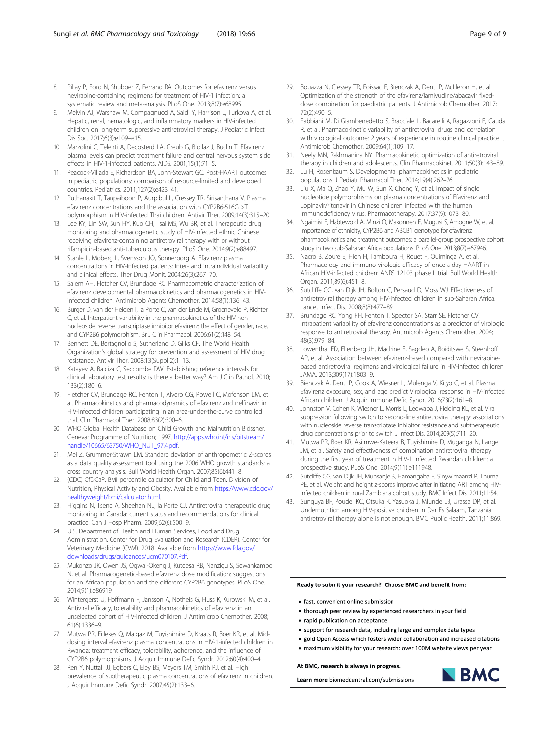8. Pillay P, Ford N, Shubber Z, Ferrand RA. Outcomes for efavirenz versus nevirapine-containing regimens for treatment of HIV-1 infection: a systematic review and meta-analysis. PLoS One. 2013;8(7):e68995.
9. Melvin AJ, Warshaw M, Compagnucci A, Saidi Y, Harrison L, Turkova A, et al. Hepatic, renal, hematologic, and inflammatory markers in HIV-infected children on long-term suppressive antiretroviral therapy. J Pediatric Infect Dis Soc. 2017;6(3):e109–e15.
10. Marzolini C, Telenti A, Decosterd LA, Greub G, Biollaz J, Buclin T. Efavirenz plasma levels can predict treatment failure and central nervous system side effects in HIV-1-infected patients. AIDS. 2001;15(1):71–5.
11. Peacock-Villada E, Richardson BA, John-Stewart GC. Post-HAART outcomes in pediatric populations: comparison of resource-limited and developed countries. Pediatrics. 2011;127(2):e423–41.
12. Puthanakit T, Tanpaiboon P, Aurpibul L, Cressey TR, Sirisanthana V. Plasma efavirenz concentrations and the association with CYP2B6-516G >T polymorphism in HIV-infected Thai children. Antivir Ther. 2009;14(3):315–20.
13. Lee KY, Lin SW, Sun HY, Kuo CH, Tsai MS, Wu BR, et al. Therapeutic drug monitoring and pharmacogenetic study of HIV-infected ethnic Chinese receiving efavirenz-containing antiretroviral therapy with or without rifampicin-based anti-tuberculous therapy. PLoS One. 2014;9(2):e88497.
14. Stahle L, Moberg L, Svensson JO, Sonnerborg A. Efavirenz plasma concentrations in HIV-infected patients: inter- and intraindividual variability and clinical effects. Ther Drug Monit. 2004;26(3):267–70.
15. Salem AH, Fletcher CV, Brundage RC. Pharmacometric characterization of efavirenz developmental pharmacokinetics and pharmacogenetics in HIV-infected children. Antimicrob Agents Chemother. 2014;58(1):136–43.
16. Burger D, van der Heiden I, la Porte C, van der Ende M, Groeneveld P, Richter C, et al. Interpatient variability in the pharmacokinetics of the HIV non-nucleoside reverse transcriptase inhibitor efavirenz: the effect of gender, race, and CYP2B6 polymorphism. Br J Clin Pharmacol. 2006;61(2):148–54.
17. Bennett DE, Bertagnolio S, Sutherland D, Gilks CF. The World Health Organization's global strategy for prevention and assessment of HIV drug resistance. Antivir Ther. 2008;13(Suppl 2):1–13.
18. Katayev A, Balciza C, Seccombe DW. Establishing reference intervals for clinical laboratory test results: is there a better way? Am J Clin Pathol. 2010;133(2):180–6.
19. Fletcher CV, Brundage RC, Fenton T, Alvero CG, Powell C, Mofenson LM, et al. Pharmacokinetics and pharmacodynamics of efavirenz and nelfinavir in HIV-infected children participating in an area-under-the-curve controlled trial. Clin Pharmacol Ther. 2008;83(2):300–6.
20. WHO Global Health Database on Child Growth and Malnutrition Blössner. Geneva: Programme of Nutrition; 1997. http://apps.who.int/iris/bitstream/handle/10665/63750/WHO_NUT_97.4.pdf.
21. Mei Z, Grummer-Strawn LM. Standard deviation of anthropometric Z-scores as a data quality assessment tool using the 2006 WHO growth standards: a cross country analysis. Bull World Health Organ. 2007;85(6):441–8.
22. (CDC) CfDCaP. BMI percentile calculator for Child and Teen. Division of Nutrition, Physical Activity and Obesity. Available from https://www.cdc.gov/healthyweight/bmi/calculator.html.
23. Higgins N, Tseng A, Sheehan NL, la Porte CJ. Antiretroviral therapeutic drug monitoring in Canada: current status and recommendations for clinical practice. Can J Hosp Pharm. 2009;62(6):500–9.
24. U.S. Department of Health and Human Services, Food and Drug Administration. Center for Drug Evaluation and Research (CDER). Center for Veterinary Medicine (CVM). 2018. Available from https://www.fda.gov/downloads/drugs/guidances/ucm070107.Pdf.
25. Mukonzo JK, Owen JS, Ogwal-Okeng J, Kuteesa RB, Nanzigu S, Sewankambo N, et al. Pharmacogenetic-based efavirenz dose modification: suggestions for an African population and the different CYP2B6 genotypes. PLoS One. 2014;9(1):e86919.
26. Wintergerst U, Hoffmann F, Jansson A, Notheis G, Huss K, Kurowski M, et al. Antiviral efficacy, tolerability and pharmacokinetics of efavirenz in an unselected cohort of HIV-infected children. J Antimicrob Chemother. 2008;61(6):1336–9.
27. Mutwa PR, Fillekes Q, Malgaz M, Tuyishimire D, Kraats R, Boer KR, et al. Mid-dosing interval efavirenz plasma concentrations in HIV-1-infected children in Rwanda: treatment efficacy, tolerability, adherence, and the influence of CYP2B6 polymorphisms. J Acquir Immune Defic Syndr. 2012;60(4):400–4.
28. Ren Y, Nuttall JJ, Egbers C, Eley BS, Meyers TM, Smith PJ, et al. High prevalence of subtherapeutic plasma concentrations of efavirenz in children. J Acquir Immune Defic Syndr. 2007;45(2):133–6.
29. Bouazza N, Cressey TR, Foissac F, Bienczak A, Denti P, McIlleron H, et al. Optimization of the strength of the efavirenz/lamivudine/abacavir fixed-dose combination for paediatric patients. J Antimicrob Chemother. 2017;72(2):490–5.
30. Fabbiani M, Di Giambenedetto S, Bracciale L, Bacarelli A, Ragazzoni E, Cauda R, et al. Pharmacokinetic variability of antiretroviral drugs and correlation with virological outcome: 2 years of experience in routine clinical practice. J Antimicrob Chemother. 2009;64(1):109–17.
31. Neely MN, Rakhmanina NY. Pharmacokinetic optimization of antiretroviral therapy in children and adolescents. Clin Pharmacokinet. 2011;50(3):143–89.
32. Lu H, Rosenbaum S. Developmental pharmacokinetics in pediatric populations. J Pediatr Pharmacol Ther. 2014;19(4):262–76.
33. Liu X, Ma Q, Zhao Y, Mu W, Sun X, Cheng Y, et al. Impact of single nucleotide polymorphisms on plasma concentrations of Efavirenz and Lopinavir/ritonavir in Chinese children infected with the human immunodeficiency virus. Pharmacotherapy. 2017;37(9):1073–80.
34. Ngaimisi E, Habtewold A, Minzi O, Makonnen E, Mugusi S, Amogne W, et al. Importance of ethnicity, CYP2B6 and ABCB1 genotype for efavirenz pharmacokinetics and treatment outcomes: a parallel-group prospective cohort study in two sub-Saharan Africa populations. PLoS One. 2013;8(7):e67946.
35. Nacro B, Zoure E, Hien H, Tamboura H, Rouet F, Ouiminga A, et al. Pharmacology and immuno-virologic efficacy of once-a-day HAART in African HIV-infected children: ANRS 12103 phase II trial. Bull World Health Organ. 2011;89(6):451–8.
36. Sutcliffe CG, van Dijk JH, Bolton C, Persaud D, Moss WJ. Effectiveness of antiretroviral therapy among HIV-infected children in sub-Saharan Africa. Lancet Infect Dis. 2008;8(8):477–89.
37. Brundage RC, Yong FH, Fenton T, Spector SA, Starr SE, Fletcher CV. Intrapatient variability of efavirenz concentrations as a predictor of virologic response to antiretroviral therapy. Antimicrob Agents Chemother. 2004;48(3):979–84.
38. Lowenthal ED, Ellenberg JH, Machine E, Sagdeo A, Boiditswe S, Steenhoff AP, et al. Association between efavirenz-based compared with nevirapine-based antiretroviral regimens and virological failure in HIV-infected children. JAMA. 2013;309(17):1803–9.
39. Bienczak A, Denti P, Cook A, Wiesner L, Mulenga V, Kityo C, et al. Plasma Efavirenz exposure, sex, and age predict Virological response in HIV-infected African children. J Acquir Immune Defic Syndr. 2016;73(2):161–8.
40. Johnston V, Cohen K, Wiesner L, Morris L, Ledwaba J, Fielding KL, et al. Viral suppression following switch to second-line antiretroviral therapy: associations with nucleoside reverse transcriptase inhibitor resistance and subtherapeutic drug concentrations prior to switch. J Infect Dis. 2014;209(5):711–20.
41. Mutwa PR, Boer KR, Asiimwe-Kateera B, Tuyishimire D, Muganga N, Lange JM, et al. Safety and effectiveness of combination antiretroviral therapy during the first year of treatment in HIV-1 infected Rwandan children: a prospective study. PLoS One. 2014;9(11):e111948.
42. Sutcliffe CG, van Dijk JH, Munsanje B, Hamangaba F, Sinywimaanzi P, Thuma PE, et al. Weight and height z-scores improve after initiating ART among HIV-infected children in rural Zambia: a cohort study. BMC Infect Dis. 2011;11:54.
43. Sunguya BF, Poudel KC, Otsuka K, Yasuoka J, Mlunde LB, Urassa DP, et al. Undernutrition among HIV-positive children in Dar Es Salaam, Tanzania: antiretroviral therapy alone is not enough. BMC Public Health. 2011;11:869.

**Ready to submit your research? Choose BMC and benefit from:**

- fast, convenient online submission
- thorough peer review by experienced researchers in your field
- rapid publication on acceptance
- support for research data, including large and complex data types
- gold Open Access which fosters wider collaboration and increased citations
- maximum visibility for your research: over 100M website views per year

**At BMC, research is always in progress.**

**Learn more** biomedcentral.com/submissions

BMC